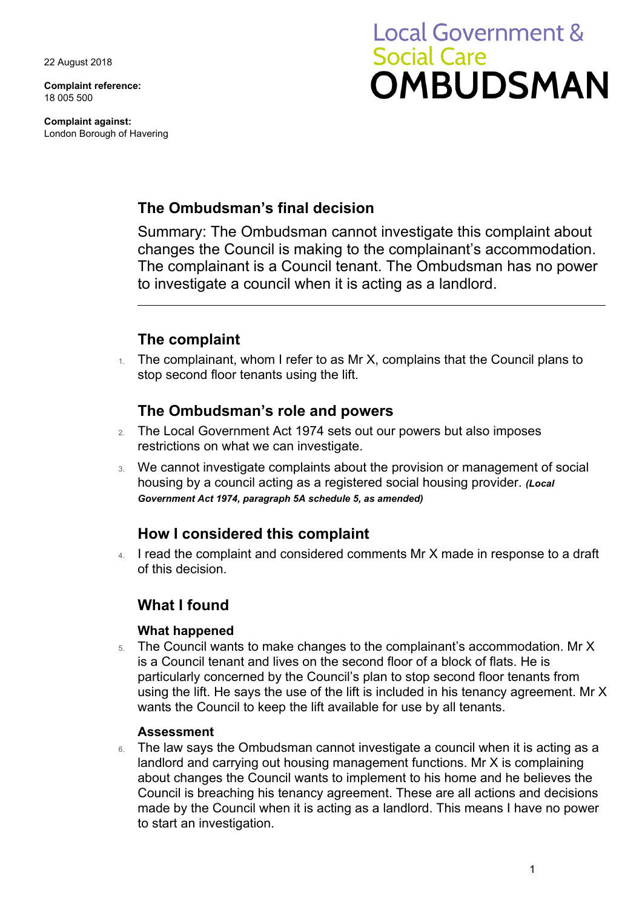22 August 2018

**Complaint reference:**
18 005 500

**Complaint against:**
London Borough of Havering

Local Government & Social Care
**OMBUDSMAN**

## The Ombudsman's final decision

Summary: The Ombudsman cannot investigate this complaint about changes the Council is making to the complainant's accommodation. The complainant is a Council tenant. The Ombudsman has no power to investigate a council when it is acting as a landlord.

---

## The complaint

1. The complainant, whom I refer to as Mr X, complains that the Council plans to stop second floor tenants using the lift.

## The Ombudsman's role and powers

2. The Local Government Act 1974 sets out our powers but also imposes restrictions on what we can investigate.

3. We cannot investigate complaints about the provision or management of social housing by a council acting as a registered social housing provider. ***(Local Government Act 1974, paragraph 5A schedule 5, as amended)***

## How I considered this complaint

4. I read the complaint and considered comments Mr X made in response to a draft of this decision.

## What I found

### What happened

5. The Council wants to make changes to the complainant's accommodation. Mr X is a Council tenant and lives on the second floor of a block of flats. He is particularly concerned by the Council's plan to stop second floor tenants from using the lift. He says the use of the lift is included in his tenancy agreement. Mr X wants the Council to keep the lift available for use by all tenants.

### Assessment

6. The law says the Ombudsman cannot investigate a council when it is acting as a landlord and carrying out housing management functions. Mr X is complaining about changes the Council wants to implement to his home and he believes the Council is breaching his tenancy agreement. These are all actions and decisions made by the Council when it is acting as a landlord. This means I have no power to start an investigation.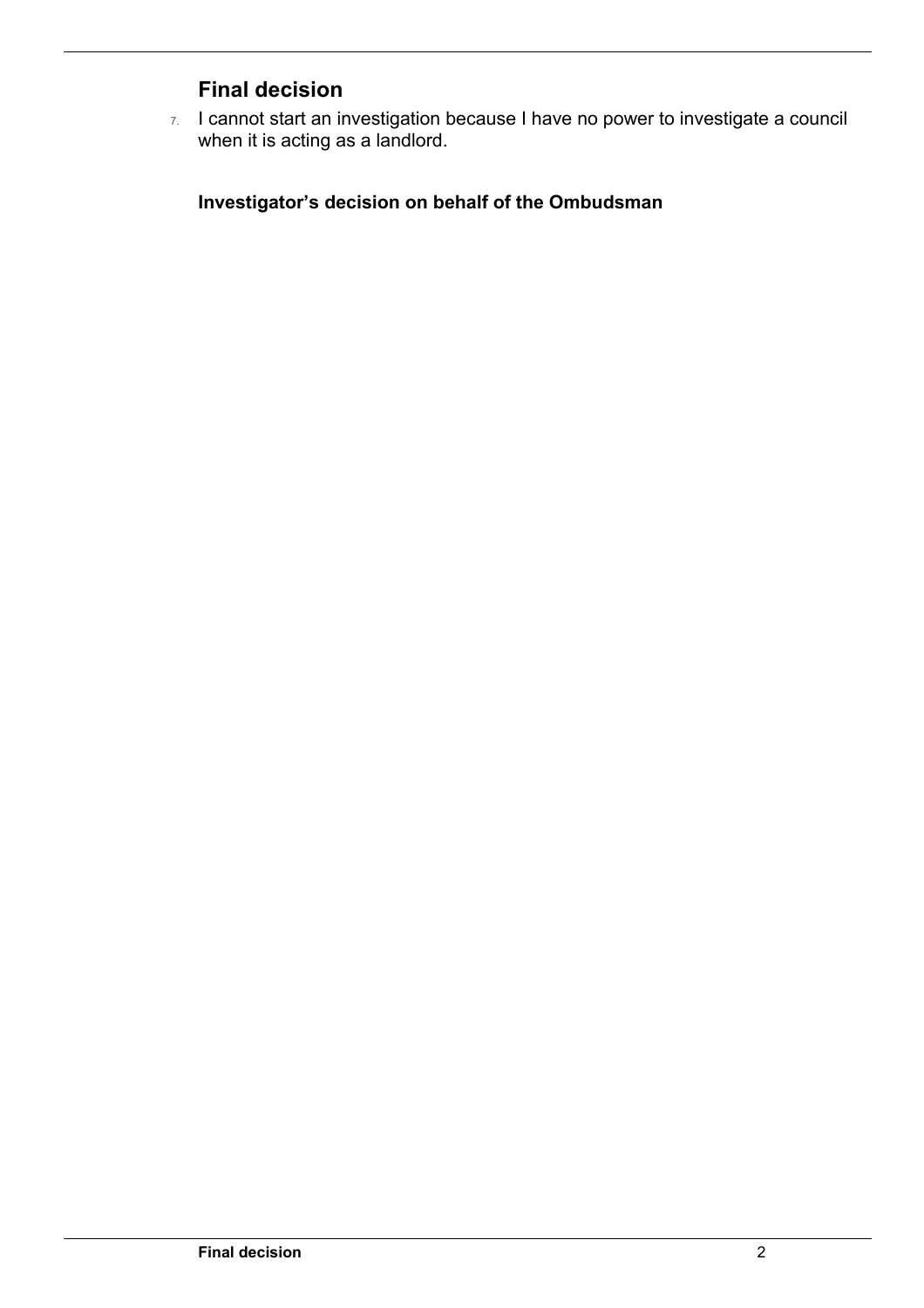## Final decision

7. I cannot start an investigation because I have no power to investigate a council when it is acting as a landlord.

**Investigator's decision on behalf of the Ombudsman**